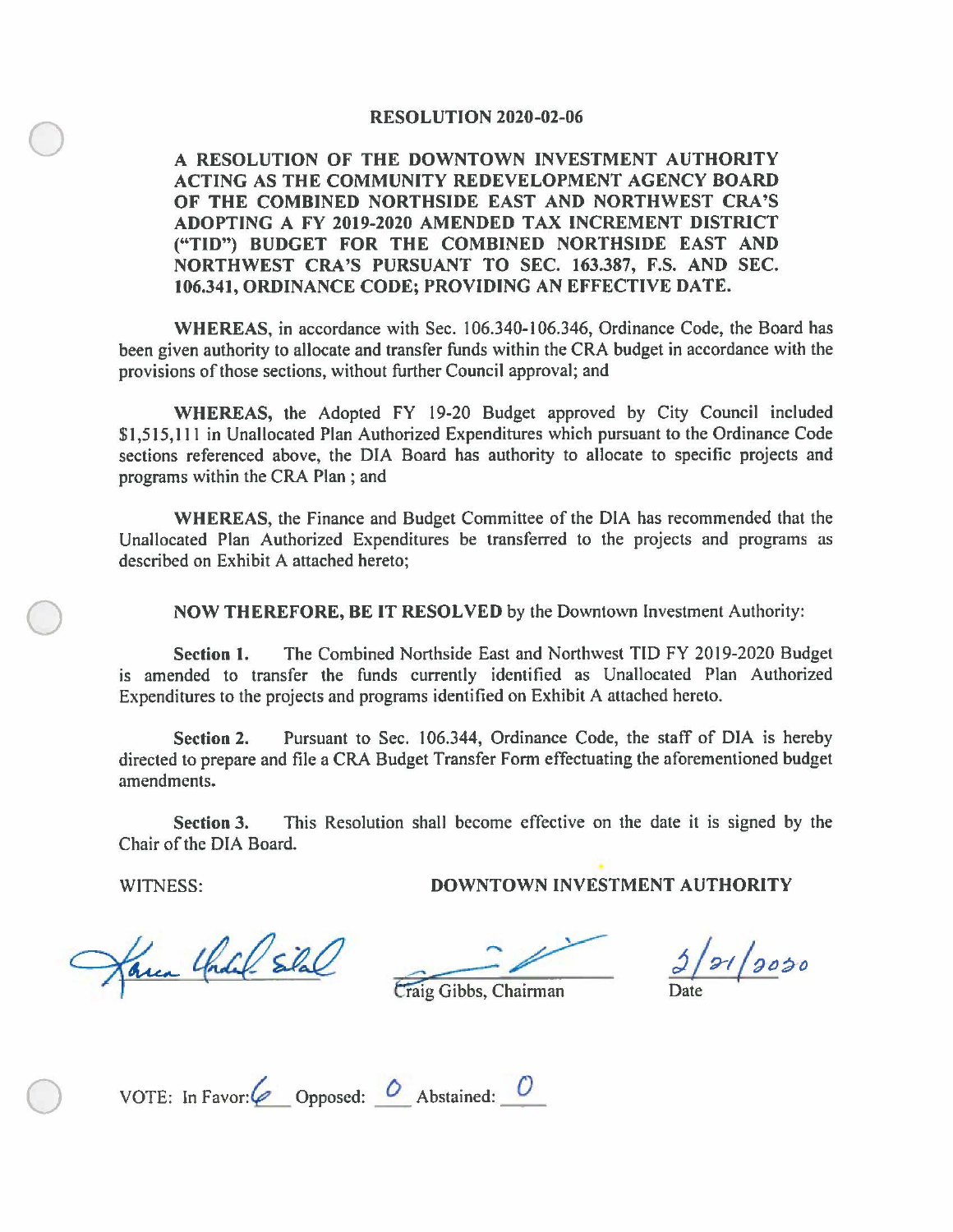# RESOLUTION 2020-02-06

**A RESOLUTION OF THE DOWNTOWN INVESTMENT AUTHORITY ACTING AS THE COMMUNITY REDEVELOPMENT AGENCY BOARD OF THE COMBINED NORTHSIDE EAST AND NORTHWEST CRA'S ADOPTING A FY 2019-2020 AMENDED TAX INCREMENT DISTRICT ("TID") BUDGET FOR THE COMBINED NORTHSIDE EAST AND NORTHWEST CRA'S PURSUANT TO SEC. 163.387, F.S. AND SEC. 106.341, ORDINANCE CODE; PROVIDING AN EFFECTIVE DATE.**

**WHEREAS**, in accordance with Sec. 106.340-106.346, Ordinance Code, the Board has been given authority to allocate and transfer funds within the CRA budget in accordance with the provisions of those sections, without further Council approval; and

**WHEREAS**, the Adopted FY 19-20 Budget approved by City Council included $1,515,111 in Unallocated Plan Authorized Expenditures which pursuant to the Ordinance Code sections referenced above, the DIA Board has authority to allocate to specific projects and programs within the CRA Plan ; and

**WHEREAS**, the Finance and Budget Committee of the DIA has recommended that the Unallocated Plan Authorized Expenditures be transferred to the projects and programs as described on Exhibit A attached hereto;

**NOW THEREFORE, BE IT RESOLVED** by the Downtown Investment Authority:

**Section 1.** The Combined Northside East and Northwest TID FY 2019-2020 Budget is amended to transfer the funds currently identified as Unallocated Plan Authorized Expenditures to the projects and programs identified on Exhibit A attached hereto.

**Section 2.** Pursuant to Sec. 106.344, Ordinance Code, the staff of DIA is hereby directed to prepare and file a CRA Budget Transfer Form effectuating the aforementioned budget amendments.

**Section 3.** This Resolution shall become effective on the date it is signed by the Chair of the DIA Board.

WITNESS: **DOWNTOWN INVESTMENT AUTHORITY**

[Signature] [Signature] 2/21/2020

Craig Gibbs, Chairman Date

VOTE: In Favor: 6 Opposed: 0 Abstained: 0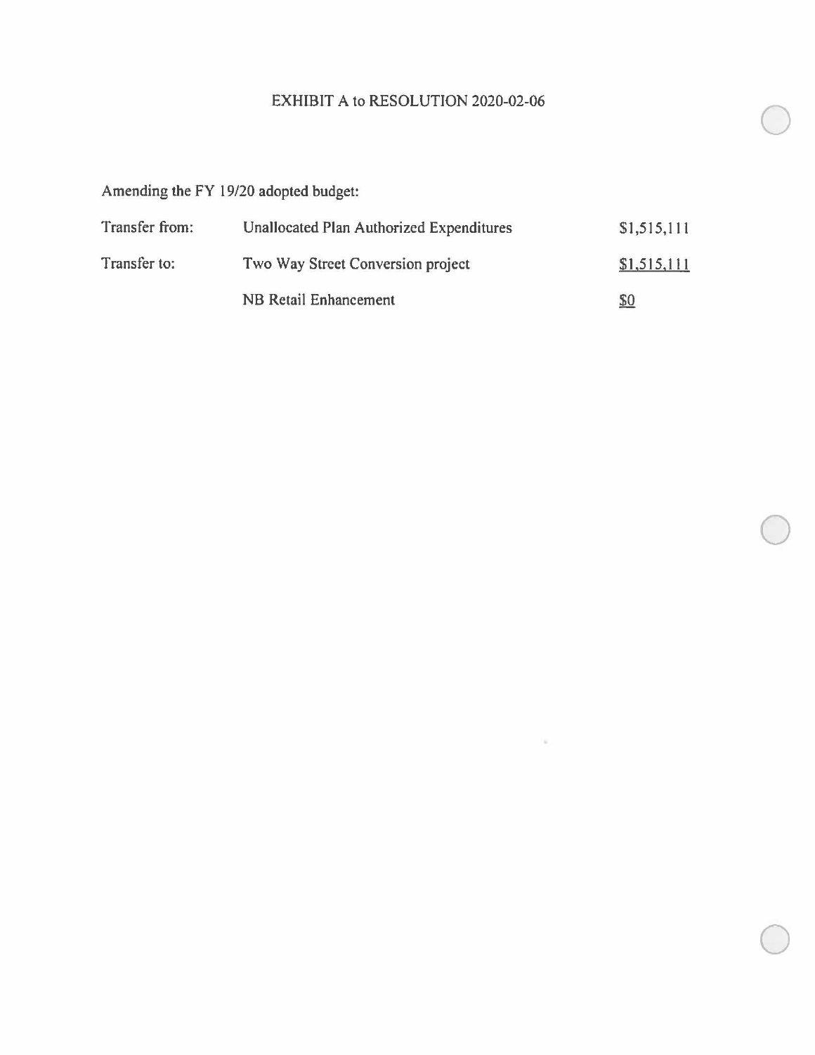EXHIBIT A to RESOLUTION 2020-02-06

Amending the FY 19/20 adopted budget:

| | | |
|---|---|---|
| Transfer from: | Unallocated Plan Authorized Expenditures | $1,515,111 |
| Transfer to: | Two Way Street Conversion project | $1,515,111 |
| | NB Retail Enhancement | $0 |